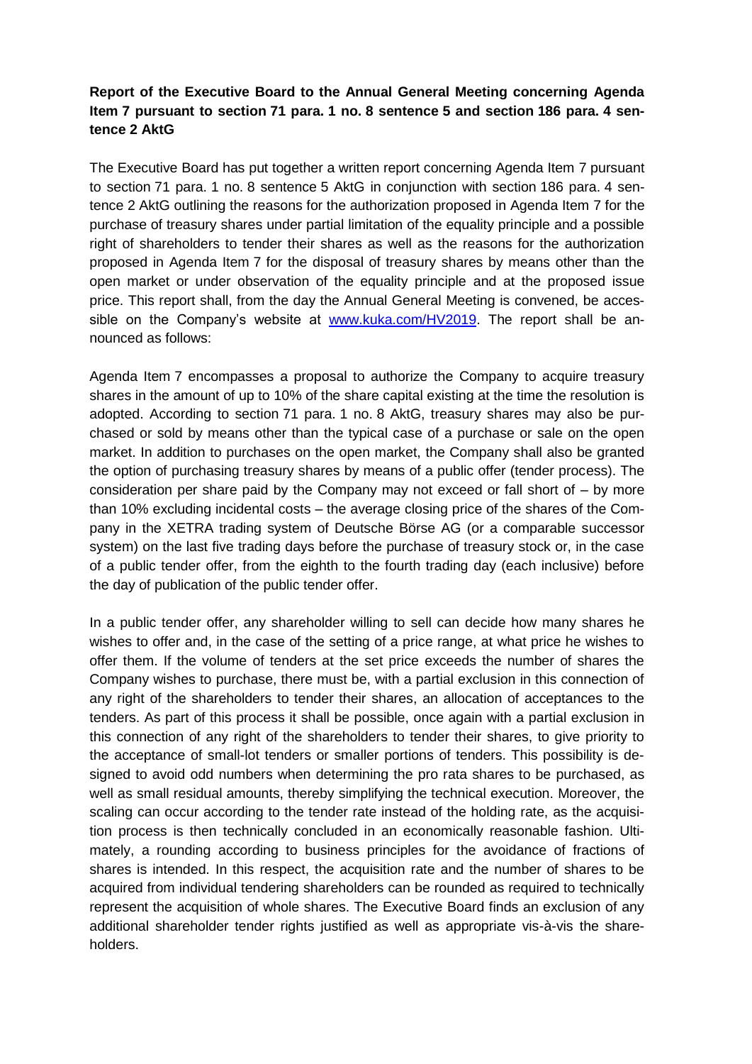**Report of the Executive Board to the Annual General Meeting concerning Agenda Item 7 pursuant to section 71 para. 1 no. 8 sentence 5 and section 186 para. 4 sentence 2 AktG**

The Executive Board has put together a written report concerning Agenda Item 7 pursuant to section 71 para. 1 no. 8 sentence 5 AktG in conjunction with section 186 para. 4 sentence 2 AktG outlining the reasons for the authorization proposed in Agenda Item 7 for the purchase of treasury shares under partial limitation of the equality principle and a possible right of shareholders to tender their shares as well as the reasons for the authorization proposed in Agenda Item 7 for the disposal of treasury shares by means other than the open market or under observation of the equality principle and at the proposed issue price. This report shall, from the day the Annual General Meeting is convened, be accessible on the Company's website at www.kuka.com/HV2019. The report shall be announced as follows:

Agenda Item 7 encompasses a proposal to authorize the Company to acquire treasury shares in the amount of up to 10% of the share capital existing at the time the resolution is adopted. According to section 71 para. 1 no. 8 AktG, treasury shares may also be purchased or sold by means other than the typical case of a purchase or sale on the open market. In addition to purchases on the open market, the Company shall also be granted the option of purchasing treasury shares by means of a public offer (tender process). The consideration per share paid by the Company may not exceed or fall short of – by more than 10% excluding incidental costs – the average closing price of the shares of the Company in the XETRA trading system of Deutsche Börse AG (or a comparable successor system) on the last five trading days before the purchase of treasury stock or, in the case of a public tender offer, from the eighth to the fourth trading day (each inclusive) before the day of publication of the public tender offer.

In a public tender offer, any shareholder willing to sell can decide how many shares he wishes to offer and, in the case of the setting of a price range, at what price he wishes to offer them. If the volume of tenders at the set price exceeds the number of shares the Company wishes to purchase, there must be, with a partial exclusion in this connection of any right of the shareholders to tender their shares, an allocation of acceptances to the tenders. As part of this process it shall be possible, once again with a partial exclusion in this connection of any right of the shareholders to tender their shares, to give priority to the acceptance of small-lot tenders or smaller portions of tenders. This possibility is designed to avoid odd numbers when determining the pro rata shares to be purchased, as well as small residual amounts, thereby simplifying the technical execution. Moreover, the scaling can occur according to the tender rate instead of the holding rate, as the acquisition process is then technically concluded in an economically reasonable fashion. Ultimately, a rounding according to business principles for the avoidance of fractions of shares is intended. In this respect, the acquisition rate and the number of shares to be acquired from individual tendering shareholders can be rounded as required to technically represent the acquisition of whole shares. The Executive Board finds an exclusion of any additional shareholder tender rights justified as well as appropriate vis-à-vis the shareholders.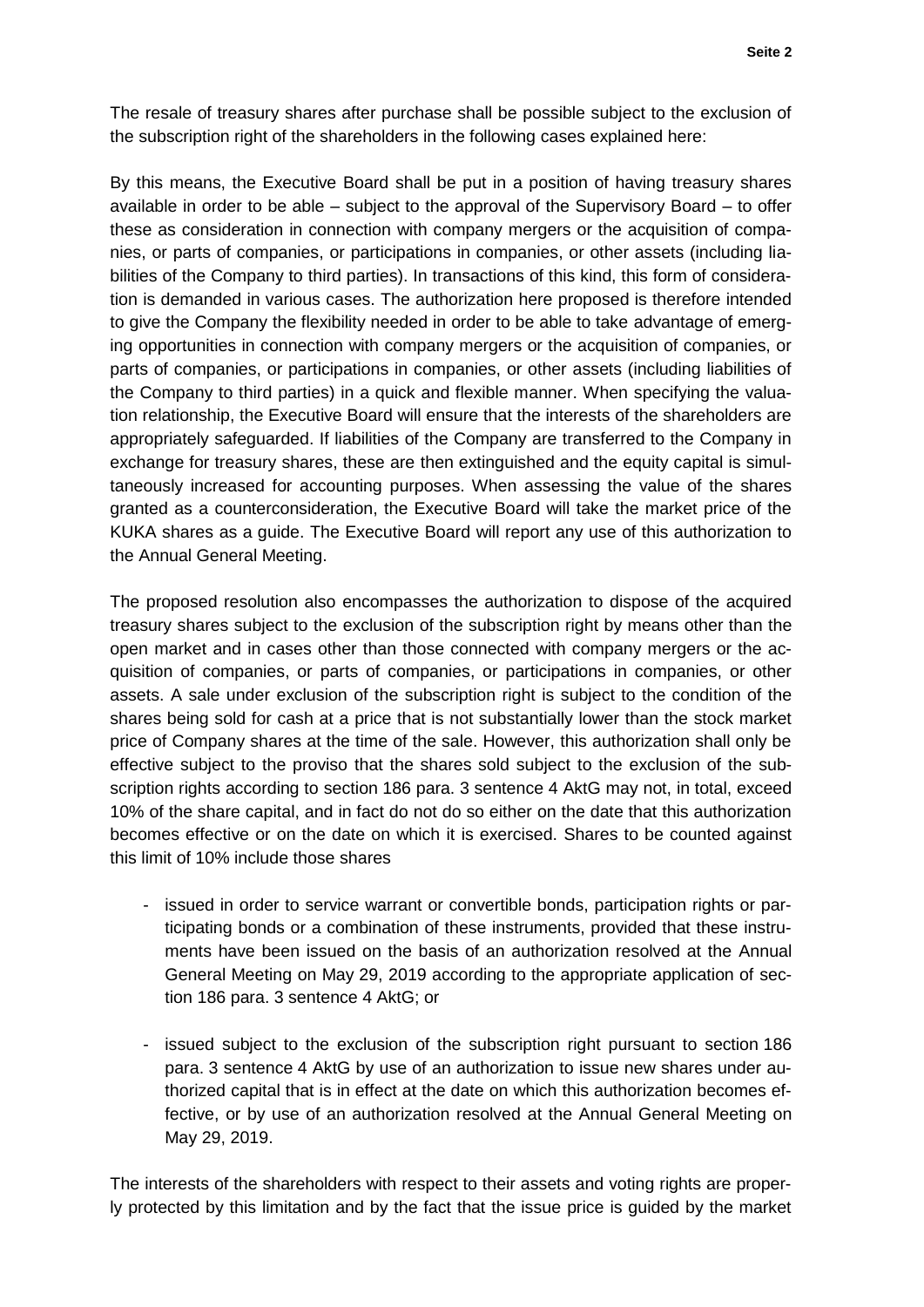The resale of treasury shares after purchase shall be possible subject to the exclusion of the subscription right of the shareholders in the following cases explained here:

By this means, the Executive Board shall be put in a position of having treasury shares available in order to be able – subject to the approval of the Supervisory Board – to offer these as consideration in connection with company mergers or the acquisition of companies, or parts of companies, or participations in companies, or other assets (including liabilities of the Company to third parties). In transactions of this kind, this form of consideration is demanded in various cases. The authorization here proposed is therefore intended to give the Company the flexibility needed in order to be able to take advantage of emerging opportunities in connection with company mergers or the acquisition of companies, or parts of companies, or participations in companies, or other assets (including liabilities of the Company to third parties) in a quick and flexible manner. When specifying the valuation relationship, the Executive Board will ensure that the interests of the shareholders are appropriately safeguarded. If liabilities of the Company are transferred to the Company in exchange for treasury shares, these are then extinguished and the equity capital is simultaneously increased for accounting purposes. When assessing the value of the shares granted as a counterconsideration, the Executive Board will take the market price of the KUKA shares as a guide. The Executive Board will report any use of this authorization to the Annual General Meeting.

The proposed resolution also encompasses the authorization to dispose of the acquired treasury shares subject to the exclusion of the subscription right by means other than the open market and in cases other than those connected with company mergers or the acquisition of companies, or parts of companies, or participations in companies, or other assets. A sale under exclusion of the subscription right is subject to the condition of the shares being sold for cash at a price that is not substantially lower than the stock market price of Company shares at the time of the sale. However, this authorization shall only be effective subject to the proviso that the shares sold subject to the exclusion of the subscription rights according to section 186 para. 3 sentence 4 AktG may not, in total, exceed 10% of the share capital, and in fact do not do so either on the date that this authorization becomes effective or on the date on which it is exercised. Shares to be counted against this limit of 10% include those shares

- issued in order to service warrant or convertible bonds, participation rights or participating bonds or a combination of these instruments, provided that these instruments have been issued on the basis of an authorization resolved at the Annual General Meeting on May 29, 2019 according to the appropriate application of section 186 para. 3 sentence 4 AktG; or

- issued subject to the exclusion of the subscription right pursuant to section 186 para. 3 sentence 4 AktG by use of an authorization to issue new shares under authorized capital that is in effect at the date on which this authorization becomes effective, or by use of an authorization resolved at the Annual General Meeting on May 29, 2019.

The interests of the shareholders with respect to their assets and voting rights are properly protected by this limitation and by the fact that the issue price is guided by the market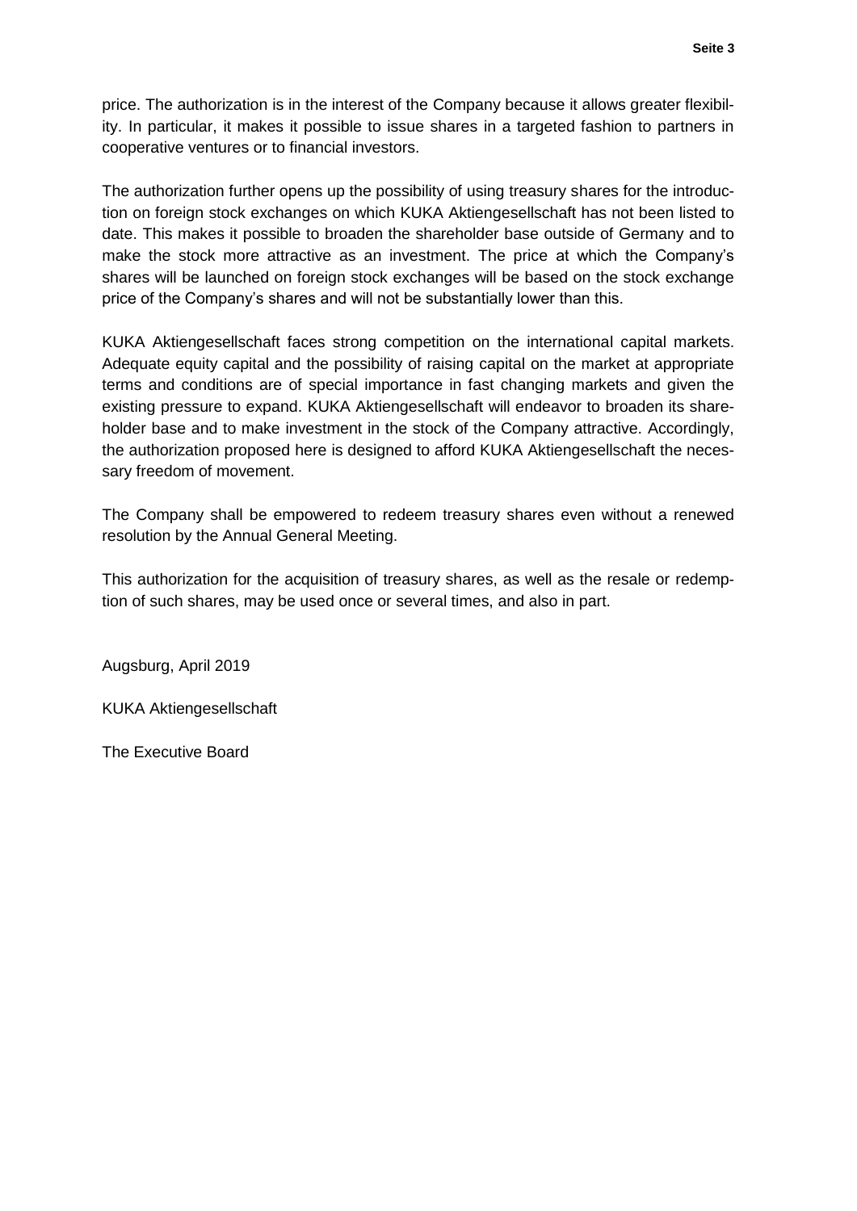price. The authorization is in the interest of the Company because it allows greater flexibility. In particular, it makes it possible to issue shares in a targeted fashion to partners in cooperative ventures or to financial investors.

The authorization further opens up the possibility of using treasury shares for the introduction on foreign stock exchanges on which KUKA Aktiengesellschaft has not been listed to date. This makes it possible to broaden the shareholder base outside of Germany and to make the stock more attractive as an investment. The price at which the Company's shares will be launched on foreign stock exchanges will be based on the stock exchange price of the Company's shares and will not be substantially lower than this.

KUKA Aktiengesellschaft faces strong competition on the international capital markets. Adequate equity capital and the possibility of raising capital on the market at appropriate terms and conditions are of special importance in fast changing markets and given the existing pressure to expand. KUKA Aktiengesellschaft will endeavor to broaden its shareholder base and to make investment in the stock of the Company attractive. Accordingly, the authorization proposed here is designed to afford KUKA Aktiengesellschaft the necessary freedom of movement.

The Company shall be empowered to redeem treasury shares even without a renewed resolution by the Annual General Meeting.

This authorization for the acquisition of treasury shares, as well as the resale or redemption of such shares, may be used once or several times, and also in part.

Augsburg, April 2019

KUKA Aktiengesellschaft

The Executive Board